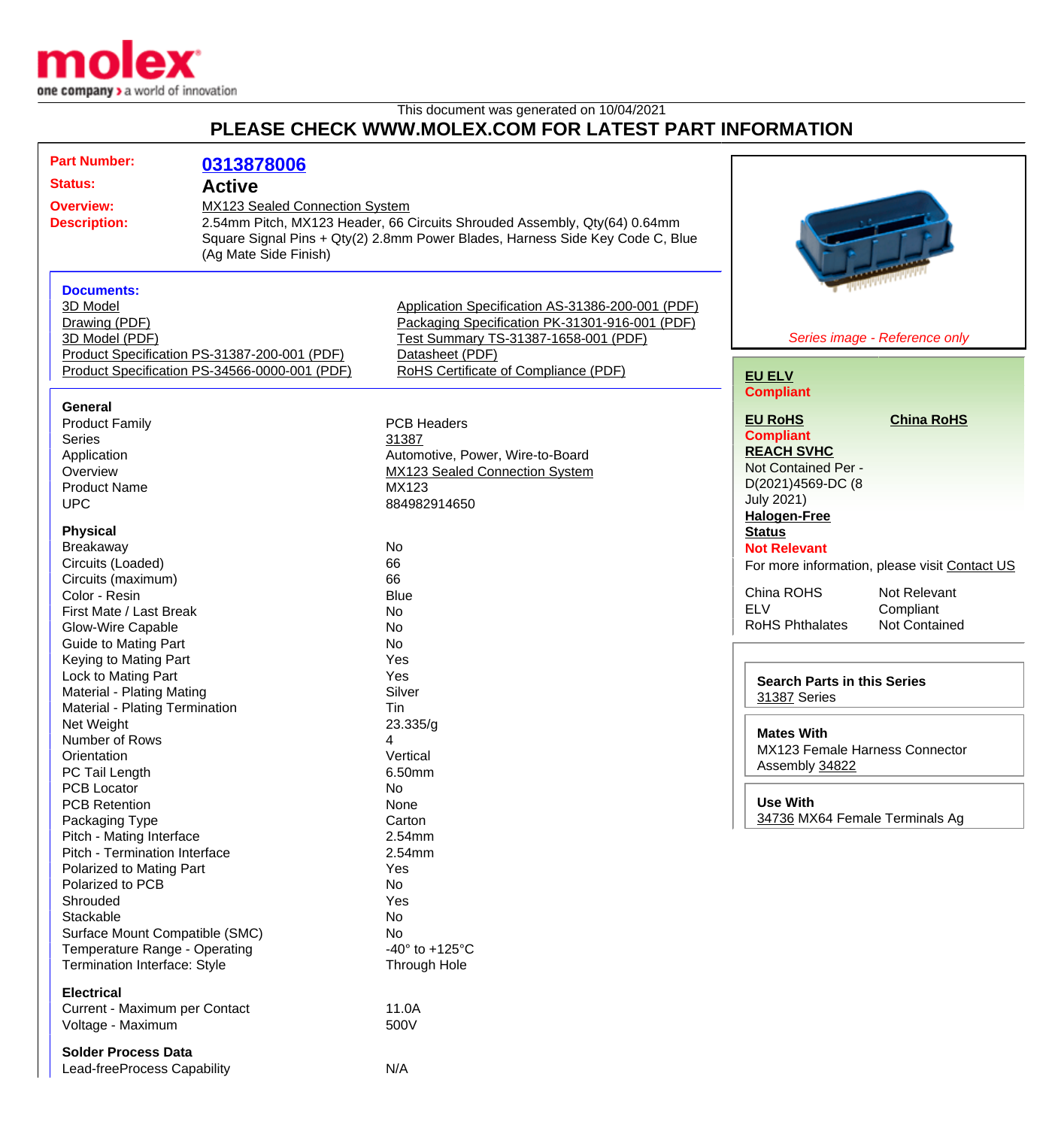This document was generated on 10/04/2021

# PLEASE CHECK WWW.MOLEX.COM FOR LATEST PART INFORMATION

| | |
|---|---|
| **Part Number:** | **0313878006** |
| **Status:** | **Active** |
| **Overview:** | MX123 Sealed Connection System |
| **Description:** | 2.54mm Pitch, MX123 Header, 66 Circuits Shrouded Assembly, Qty(64) 0.64mm Square Signal Pins + Qty(2) 2.8mm Power Blades, Harness Side Key Code C, Blue (Ag Mate Side Finish) |

*Series image - Reference only*

**Documents:**

- 3D Model
- Drawing (PDF)
- 3D Model (PDF)
- Product Specification PS-31387-200-001 (PDF)
- Product Specification PS-34566-0000-001 (PDF)
- Application Specification AS-31386-200-001 (PDF)
- Packaging Specification PK-31301-916-001 (PDF)
- Test Summary TS-31387-1658-001 (PDF)
- Datasheet (PDF)
- RoHS Certificate of Compliance (PDF)

**EU ELV**
**Compliant**

**EU RoHS**
**Compliant**

**China RoHS**

**REACH SVHC**
Not Contained Per - D(2021)4569-DC (8 July 2021)

**Halogen-Free Status**
**Not Relevant**

For more information, please visit Contact US

| | |
|---|---|
| China ROHS | Not Relevant |
| ELV | Compliant |
| RoHS Phthalates | Not Contained |

**Search Parts in this Series**
31387 Series

**Mates With**
MX123 Female Harness Connector Assembly 34822

**Use With**
34736 MX64 Female Terminals Ag

### General

| | |
|---|---|
| Product Family | PCB Headers |
| Series | 31387 |
| Application | Automotive, Power, Wire-to-Board |
| Overview | MX123 Sealed Connection System |
| Product Name | MX123 |
| UPC | 884982914650 |

### Physical

| | |
|---|---|
| Breakaway | No |
| Circuits (Loaded) | 66 |
| Circuits (maximum) | 66 |
| Color - Resin | Blue |
| First Mate / Last Break | No |
| Glow-Wire Capable | No |
| Guide to Mating Part | No |
| Keying to Mating Part | Yes |
| Lock to Mating Part | Yes |
| Material - Plating Mating | Silver |
| Material - Plating Termination | Tin |
| Net Weight | 23.335/g |
| Number of Rows | 4 |
| Orientation | Vertical |
| PC Tail Length | 6.50mm |
| PCB Locator | No |
| PCB Retention | None |
| Packaging Type | Carton |
| Pitch - Mating Interface | 2.54mm |
| Pitch - Termination Interface | 2.54mm |
| Polarized to Mating Part | Yes |
| Polarized to PCB | No |
| Shrouded | Yes |
| Stackable | No |
| Surface Mount Compatible (SMC) | No |
| Temperature Range - Operating | -40° to +125°C |
| Termination Interface: Style | Through Hole |

### Electrical

| | |
|---|---|
| Current - Maximum per Contact | 11.0A |
| Voltage - Maximum | 500V |

### Solder Process Data

| | |
|---|---|
| Lead-freeProcess Capability | N/A |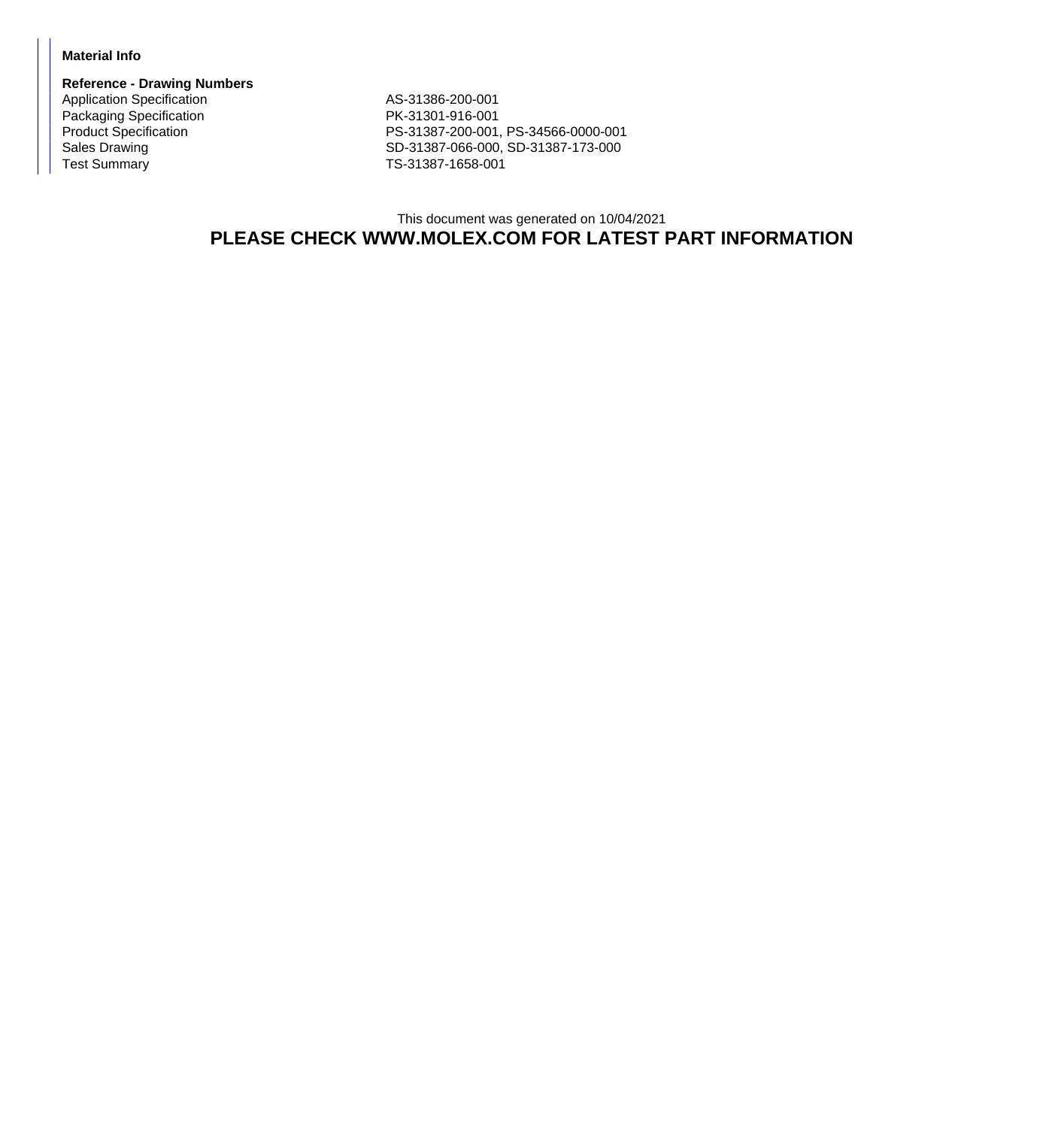**Material Info**

**Reference - Drawing Numbers**

| | |
|---|---|
| Application Specification | AS-31386-200-001 |
| Packaging Specification | PK-31301-916-001 |
| Product Specification | PS-31387-200-001, PS-34566-0000-001 |
| Sales Drawing | SD-31387-066-000, SD-31387-173-000 |
| Test Summary | TS-31387-1658-001 |

This document was generated on 10/04/2021

**PLEASE CHECK WWW.MOLEX.COM FOR LATEST PART INFORMATION**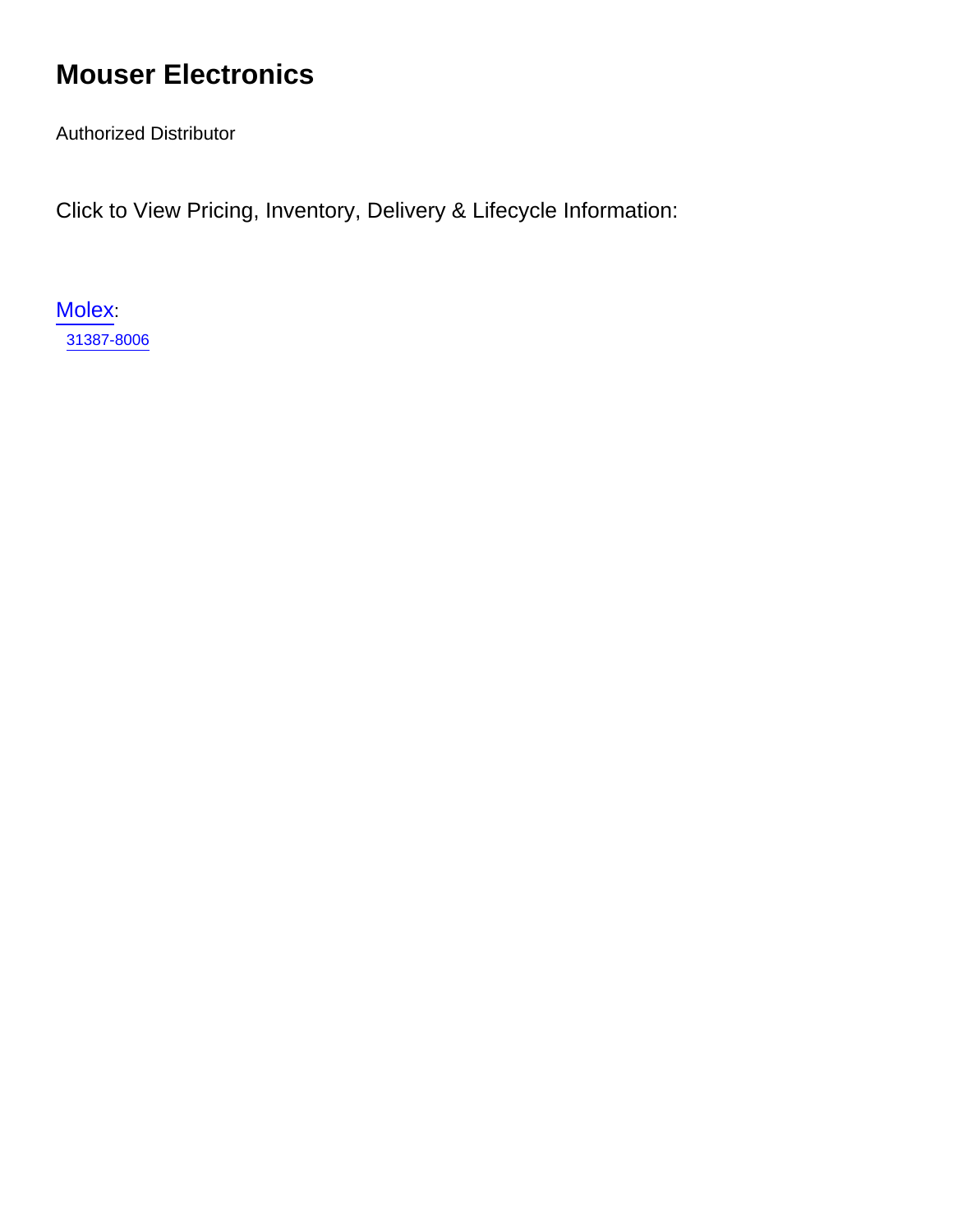# Mouser Electronics

Authorized Distributor

Click to View Pricing, Inventory, Delivery & Lifecycle Information:

Molex:

31387-8006